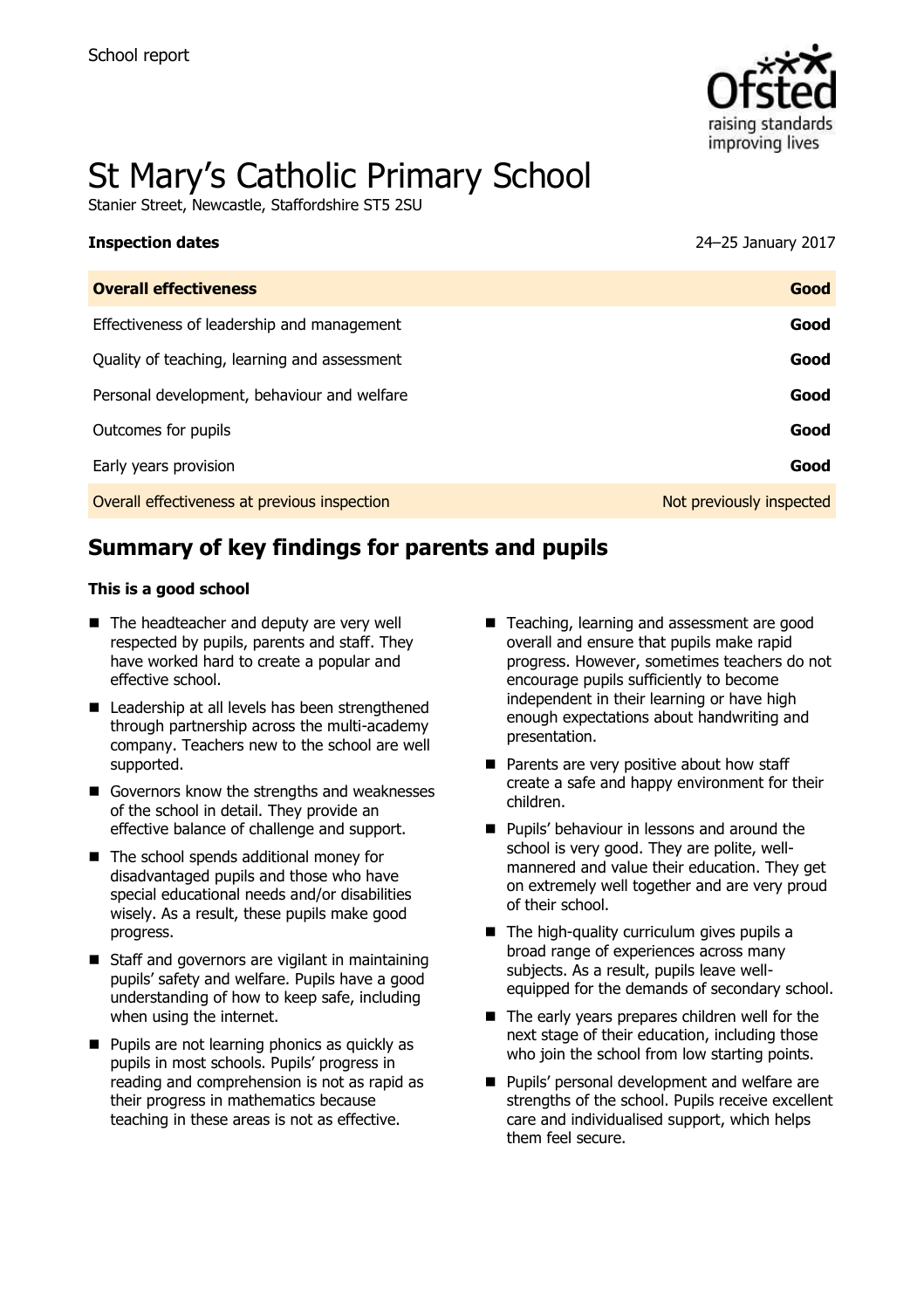School report

# St Mary's Catholic Primary School

Stanier Street, Newcastle, Staffordshire ST5 2SU

**Inspection dates** 24–25 January 2017

| **Overall effectiveness** | **Good** |
| --- | --- |
| Effectiveness of leadership and management | **Good** |
| Quality of teaching, learning and assessment | **Good** |
| Personal development, behaviour and welfare | **Good** |
| Outcomes for pupils | **Good** |
| Early years provision | **Good** |
| Overall effectiveness at previous inspection | Not previously inspected |

## Summary of key findings for parents and pupils

**This is a good school**

- The headteacher and deputy are very well respected by pupils, parents and staff. They have worked hard to create a popular and effective school.
- Leadership at all levels has been strengthened through partnership across the multi-academy company. Teachers new to the school are well supported.
- Governors know the strengths and weaknesses of the school in detail. They provide an effective balance of challenge and support.
- The school spends additional money for disadvantaged pupils and those who have special educational needs and/or disabilities wisely. As a result, these pupils make good progress.
- Staff and governors are vigilant in maintaining pupils' safety and welfare. Pupils have a good understanding of how to keep safe, including when using the internet.
- Pupils are not learning phonics as quickly as pupils in most schools. Pupils' progress in reading and comprehension is not as rapid as their progress in mathematics because teaching in these areas is not as effective.
- Teaching, learning and assessment are good overall and ensure that pupils make rapid progress. However, sometimes teachers do not encourage pupils sufficiently to become independent in their learning or have high enough expectations about handwriting and presentation.
- Parents are very positive about how staff create a safe and happy environment for their children.
- Pupils' behaviour in lessons and around the school is very good. They are polite, well-mannered and value their education. They get on extremely well together and are very proud of their school.
- The high-quality curriculum gives pupils a broad range of experiences across many subjects. As a result, pupils leave well-equipped for the demands of secondary school.
- The early years prepares children well for the next stage of their education, including those who join the school from low starting points.
- Pupils' personal development and welfare are strengths of the school. Pupils receive excellent care and individualised support, which helps them feel secure.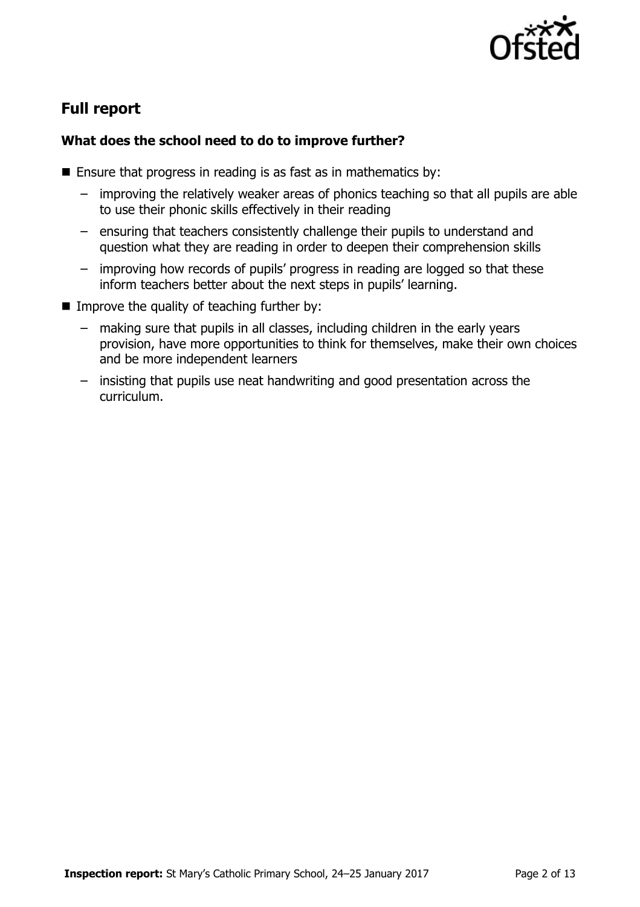## Full report

### What does the school need to do to improve further?

- Ensure that progress in reading is as fast as in mathematics by:
  - improving the relatively weaker areas of phonics teaching so that all pupils are able to use their phonic skills effectively in their reading
  - ensuring that teachers consistently challenge their pupils to understand and question what they are reading in order to deepen their comprehension skills
  - improving how records of pupils' progress in reading are logged so that these inform teachers better about the next steps in pupils' learning.
- Improve the quality of teaching further by:
  - making sure that pupils in all classes, including children in the early years provision, have more opportunities to think for themselves, make their own choices and be more independent learners
  - insisting that pupils use neat handwriting and good presentation across the curriculum.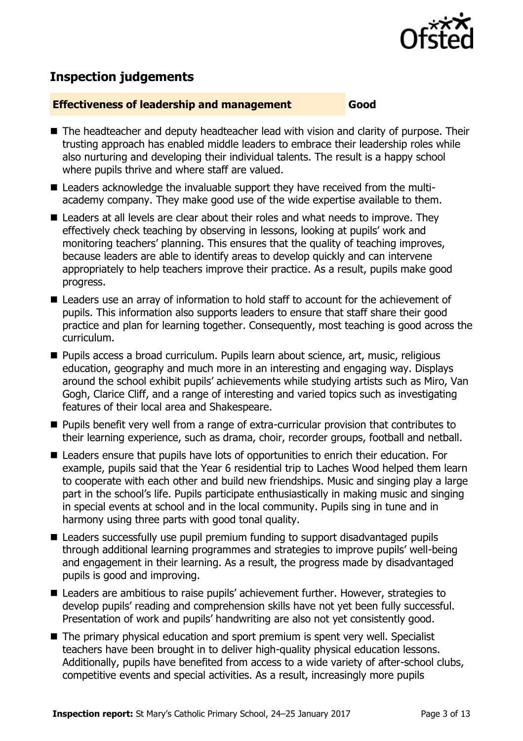## Inspection judgements

### Effectiveness of leadership and management — Good

- The headteacher and deputy headteacher lead with vision and clarity of purpose. Their trusting approach has enabled middle leaders to embrace their leadership roles while also nurturing and developing their individual talents. The result is a happy school where pupils thrive and where staff are valued.
- Leaders acknowledge the invaluable support they have received from the multi-academy company. They make good use of the wide expertise available to them.
- Leaders at all levels are clear about their roles and what needs to improve. They effectively check teaching by observing in lessons, looking at pupils' work and monitoring teachers' planning. This ensures that the quality of teaching improves, because leaders are able to identify areas to develop quickly and can intervene appropriately to help teachers improve their practice. As a result, pupils make good progress.
- Leaders use an array of information to hold staff to account for the achievement of pupils. This information also supports leaders to ensure that staff share their good practice and plan for learning together. Consequently, most teaching is good across the curriculum.
- Pupils access a broad curriculum. Pupils learn about science, art, music, religious education, geography and much more in an interesting and engaging way. Displays around the school exhibit pupils' achievements while studying artists such as Miro, Van Gogh, Clarice Cliff, and a range of interesting and varied topics such as investigating features of their local area and Shakespeare.
- Pupils benefit very well from a range of extra-curricular provision that contributes to their learning experience, such as drama, choir, recorder groups, football and netball.
- Leaders ensure that pupils have lots of opportunities to enrich their education. For example, pupils said that the Year 6 residential trip to Laches Wood helped them learn to cooperate with each other and build new friendships. Music and singing play a large part in the school's life. Pupils participate enthusiastically in making music and singing in special events at school and in the local community. Pupils sing in tune and in harmony using three parts with good tonal quality.
- Leaders successfully use pupil premium funding to support disadvantaged pupils through additional learning programmes and strategies to improve pupils' well-being and engagement in their learning. As a result, the progress made by disadvantaged pupils is good and improving.
- Leaders are ambitious to raise pupils' achievement further. However, strategies to develop pupils' reading and comprehension skills have not yet been fully successful. Presentation of work and pupils' handwriting are also not yet consistently good.
- The primary physical education and sport premium is spent very well. Specialist teachers have been brought in to deliver high-quality physical education lessons. Additionally, pupils have benefited from access to a wide variety of after-school clubs, competitive events and special activities. As a result, increasingly more pupils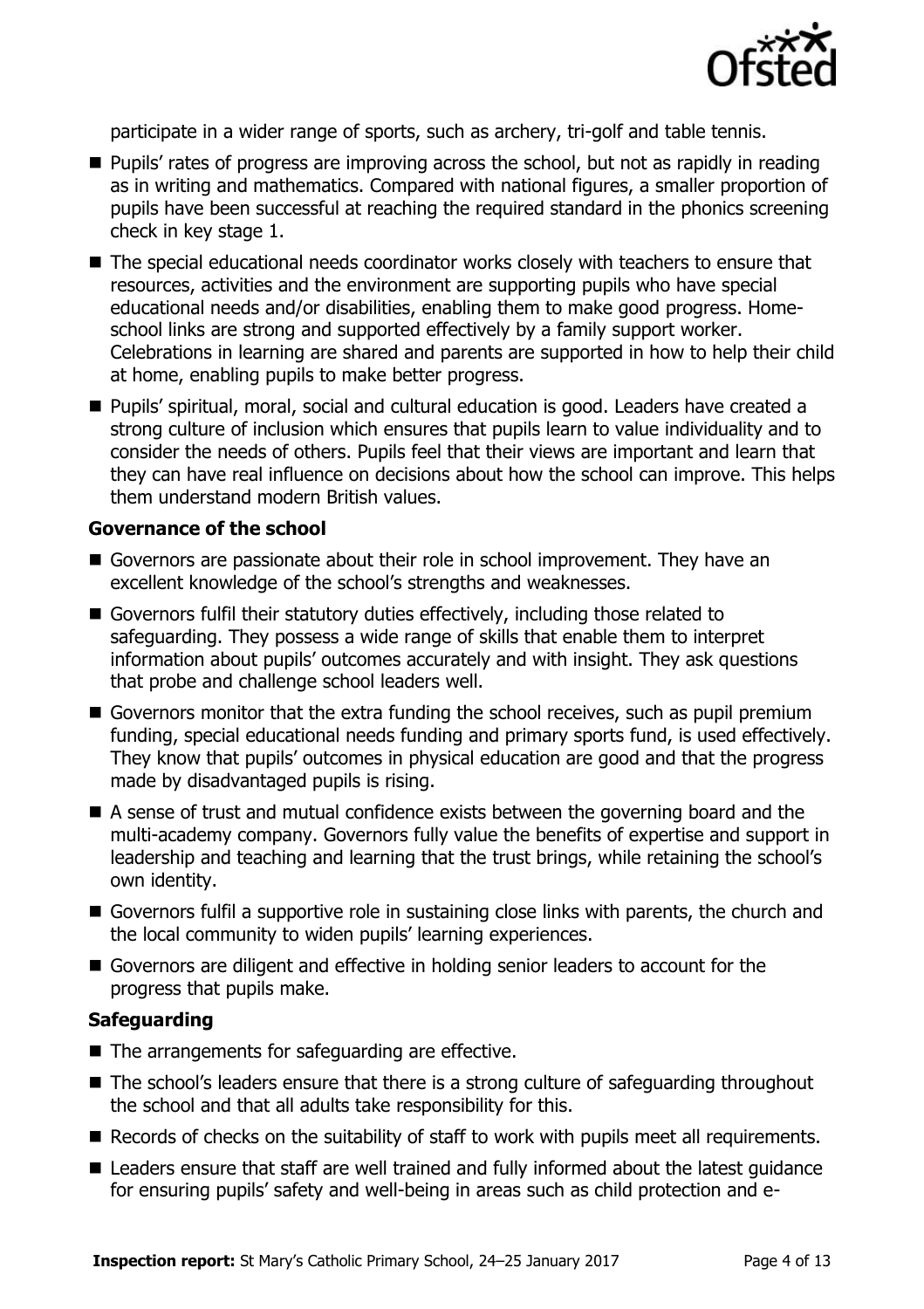participate in a wider range of sports, such as archery, tri-golf and table tennis.

- Pupils' rates of progress are improving across the school, but not as rapidly in reading as in writing and mathematics. Compared with national figures, a smaller proportion of pupils have been successful at reaching the required standard in the phonics screening check in key stage 1.
- The special educational needs coordinator works closely with teachers to ensure that resources, activities and the environment are supporting pupils who have special educational needs and/or disabilities, enabling them to make good progress. Home-school links are strong and supported effectively by a family support worker. Celebrations in learning are shared and parents are supported in how to help their child at home, enabling pupils to make better progress.
- Pupils' spiritual, moral, social and cultural education is good. Leaders have created a strong culture of inclusion which ensures that pupils learn to value individuality and to consider the needs of others. Pupils feel that their views are important and learn that they can have real influence on decisions about how the school can improve. This helps them understand modern British values.

### Governance of the school

- Governors are passionate about their role in school improvement. They have an excellent knowledge of the school's strengths and weaknesses.
- Governors fulfil their statutory duties effectively, including those related to safeguarding. They possess a wide range of skills that enable them to interpret information about pupils' outcomes accurately and with insight. They ask questions that probe and challenge school leaders well.
- Governors monitor that the extra funding the school receives, such as pupil premium funding, special educational needs funding and primary sports fund, is used effectively. They know that pupils' outcomes in physical education are good and that the progress made by disadvantaged pupils is rising.
- A sense of trust and mutual confidence exists between the governing board and the multi-academy company. Governors fully value the benefits of expertise and support in leadership and teaching and learning that the trust brings, while retaining the school's own identity.
- Governors fulfil a supportive role in sustaining close links with parents, the church and the local community to widen pupils' learning experiences.
- Governors are diligent and effective in holding senior leaders to account for the progress that pupils make.

### Safeguarding

- The arrangements for safeguarding are effective.
- The school's leaders ensure that there is a strong culture of safeguarding throughout the school and that all adults take responsibility for this.
- Records of checks on the suitability of staff to work with pupils meet all requirements.
- Leaders ensure that staff are well trained and fully informed about the latest guidance for ensuring pupils' safety and well-being in areas such as child protection and e-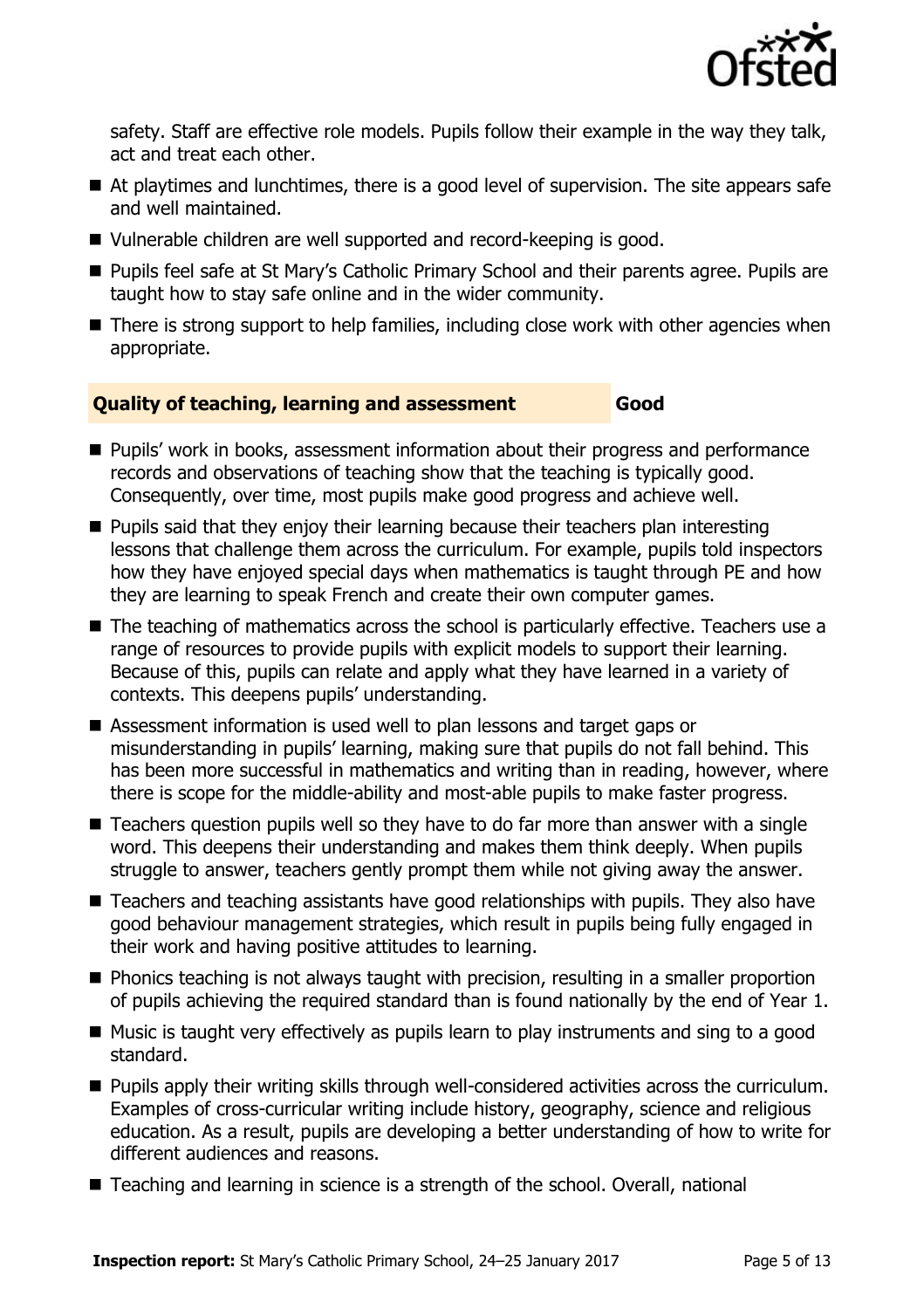safety. Staff are effective role models. Pupils follow their example in the way they talk, act and treat each other.

- At playtimes and lunchtimes, there is a good level of supervision. The site appears safe and well maintained.
- Vulnerable children are well supported and record-keeping is good.
- Pupils feel safe at St Mary's Catholic Primary School and their parents agree. Pupils are taught how to stay safe online and in the wider community.
- There is strong support to help families, including close work with other agencies when appropriate.

### Quality of teaching, learning and assessment — Good

- Pupils' work in books, assessment information about their progress and performance records and observations of teaching show that the teaching is typically good. Consequently, over time, most pupils make good progress and achieve well.
- Pupils said that they enjoy their learning because their teachers plan interesting lessons that challenge them across the curriculum. For example, pupils told inspectors how they have enjoyed special days when mathematics is taught through PE and how they are learning to speak French and create their own computer games.
- The teaching of mathematics across the school is particularly effective. Teachers use a range of resources to provide pupils with explicit models to support their learning. Because of this, pupils can relate and apply what they have learned in a variety of contexts. This deepens pupils' understanding.
- Assessment information is used well to plan lessons and target gaps or misunderstanding in pupils' learning, making sure that pupils do not fall behind. This has been more successful in mathematics and writing than in reading, however, where there is scope for the middle-ability and most-able pupils to make faster progress.
- Teachers question pupils well so they have to do far more than answer with a single word. This deepens their understanding and makes them think deeply. When pupils struggle to answer, teachers gently prompt them while not giving away the answer.
- Teachers and teaching assistants have good relationships with pupils. They also have good behaviour management strategies, which result in pupils being fully engaged in their work and having positive attitudes to learning.
- Phonics teaching is not always taught with precision, resulting in a smaller proportion of pupils achieving the required standard than is found nationally by the end of Year 1.
- Music is taught very effectively as pupils learn to play instruments and sing to a good standard.
- Pupils apply their writing skills through well-considered activities across the curriculum. Examples of cross-curricular writing include history, geography, science and religious education. As a result, pupils are developing a better understanding of how to write for different audiences and reasons.
- Teaching and learning in science is a strength of the school. Overall, national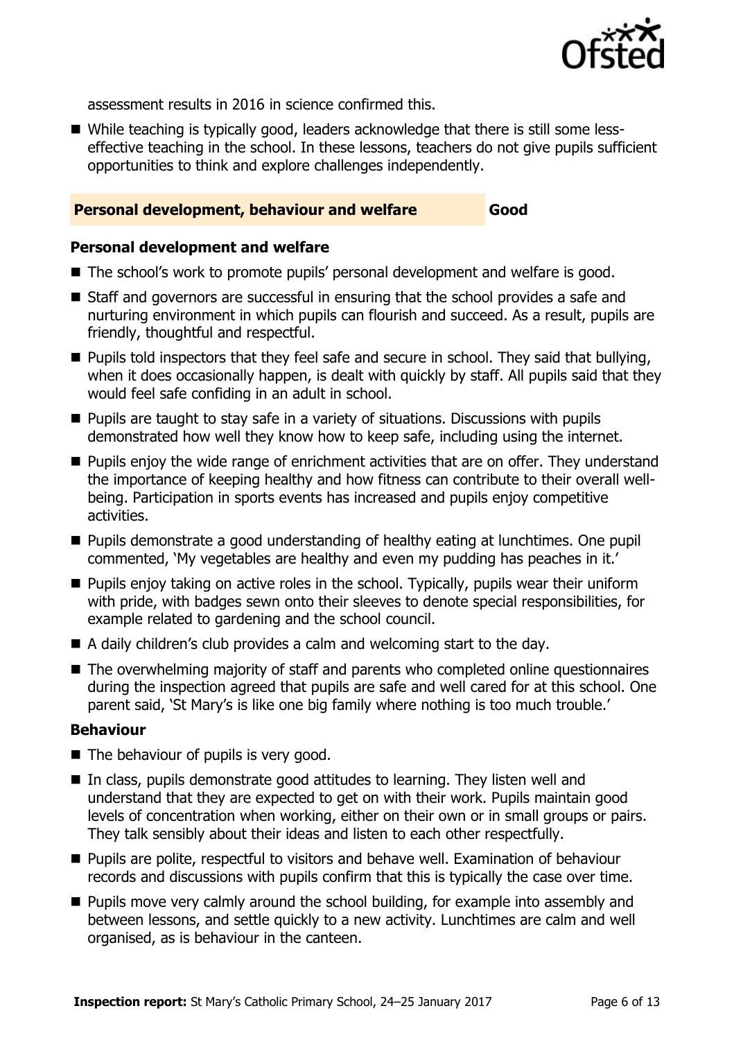assessment results in 2016 in science confirmed this.

- While teaching is typically good, leaders acknowledge that there is still some less-effective teaching in the school. In these lessons, teachers do not give pupils sufficient opportunities to think and explore challenges independently.

## Personal development, behaviour and welfare — Good

### Personal development and welfare

- The school's work to promote pupils' personal development and welfare is good.
- Staff and governors are successful in ensuring that the school provides a safe and nurturing environment in which pupils can flourish and succeed. As a result, pupils are friendly, thoughtful and respectful.
- Pupils told inspectors that they feel safe and secure in school. They said that bullying, when it does occasionally happen, is dealt with quickly by staff. All pupils said that they would feel safe confiding in an adult in school.
- Pupils are taught to stay safe in a variety of situations. Discussions with pupils demonstrated how well they know how to keep safe, including using the internet.
- Pupils enjoy the wide range of enrichment activities that are on offer. They understand the importance of keeping healthy and how fitness can contribute to their overall well-being. Participation in sports events has increased and pupils enjoy competitive activities.
- Pupils demonstrate a good understanding of healthy eating at lunchtimes. One pupil commented, 'My vegetables are healthy and even my pudding has peaches in it.'
- Pupils enjoy taking on active roles in the school. Typically, pupils wear their uniform with pride, with badges sewn onto their sleeves to denote special responsibilities, for example related to gardening and the school council.
- A daily children's club provides a calm and welcoming start to the day.
- The overwhelming majority of staff and parents who completed online questionnaires during the inspection agreed that pupils are safe and well cared for at this school. One parent said, 'St Mary's is like one big family where nothing is too much trouble.'

### Behaviour

- The behaviour of pupils is very good.
- In class, pupils demonstrate good attitudes to learning. They listen well and understand that they are expected to get on with their work. Pupils maintain good levels of concentration when working, either on their own or in small groups or pairs. They talk sensibly about their ideas and listen to each other respectfully.
- Pupils are polite, respectful to visitors and behave well. Examination of behaviour records and discussions with pupils confirm that this is typically the case over time.
- Pupils move very calmly around the school building, for example into assembly and between lessons, and settle quickly to a new activity. Lunchtimes are calm and well organised, as is behaviour in the canteen.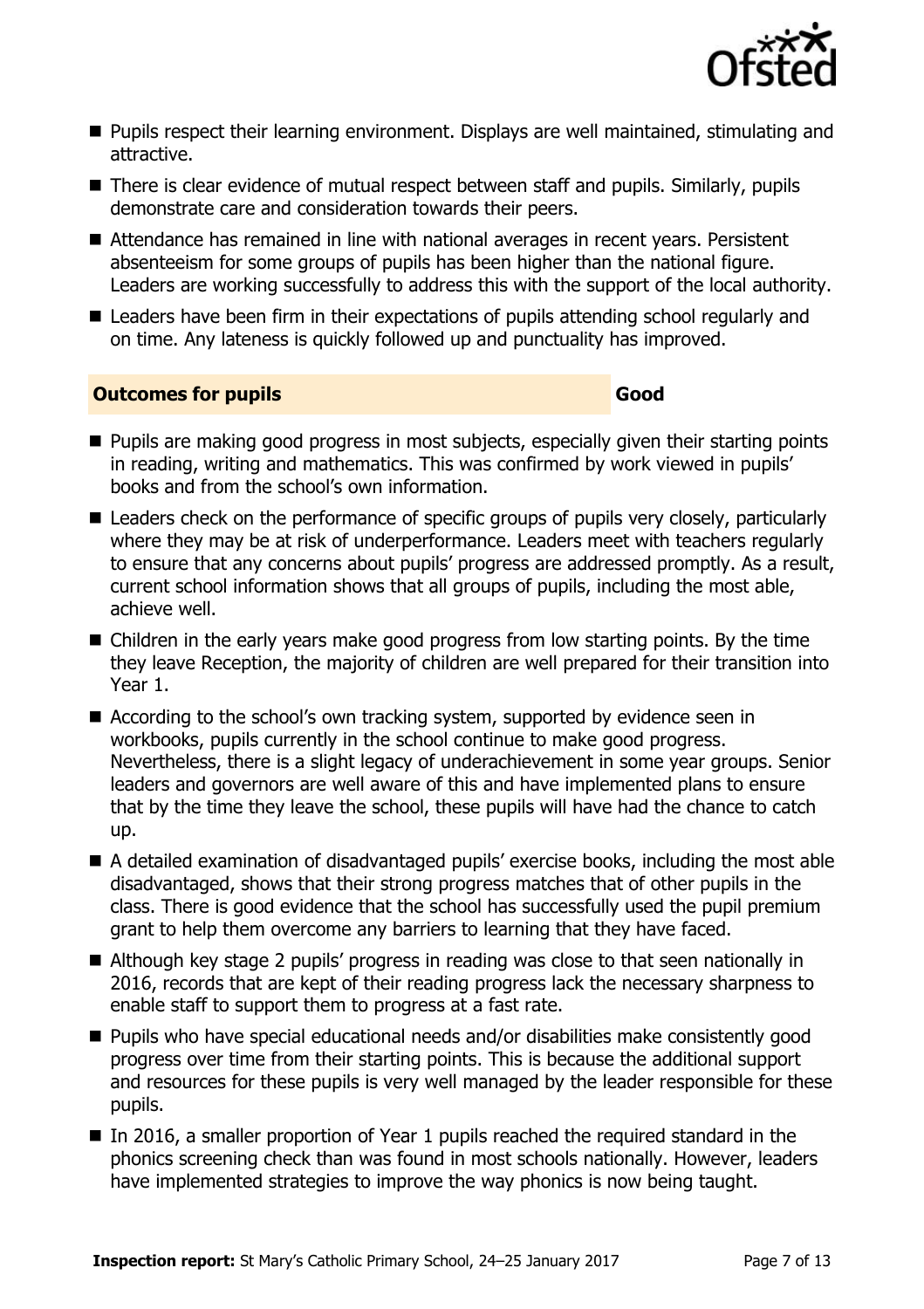- Pupils respect their learning environment. Displays are well maintained, stimulating and attractive.
- There is clear evidence of mutual respect between staff and pupils. Similarly, pupils demonstrate care and consideration towards their peers.
- Attendance has remained in line with national averages in recent years. Persistent absenteeism for some groups of pupils has been higher than the national figure. Leaders are working successfully to address this with the support of the local authority.
- Leaders have been firm in their expectations of pupils attending school regularly and on time. Any lateness is quickly followed up and punctuality has improved.

## Outcomes for pupils — Good

- Pupils are making good progress in most subjects, especially given their starting points in reading, writing and mathematics. This was confirmed by work viewed in pupils' books and from the school's own information.
- Leaders check on the performance of specific groups of pupils very closely, particularly where they may be at risk of underperformance. Leaders meet with teachers regularly to ensure that any concerns about pupils' progress are addressed promptly. As a result, current school information shows that all groups of pupils, including the most able, achieve well.
- Children in the early years make good progress from low starting points. By the time they leave Reception, the majority of children are well prepared for their transition into Year 1.
- According to the school's own tracking system, supported by evidence seen in workbooks, pupils currently in the school continue to make good progress. Nevertheless, there is a slight legacy of underachievement in some year groups. Senior leaders and governors are well aware of this and have implemented plans to ensure that by the time they leave the school, these pupils will have had the chance to catch up.
- A detailed examination of disadvantaged pupils' exercise books, including the most able disadvantaged, shows that their strong progress matches that of other pupils in the class. There is good evidence that the school has successfully used the pupil premium grant to help them overcome any barriers to learning that they have faced.
- Although key stage 2 pupils' progress in reading was close to that seen nationally in 2016, records that are kept of their reading progress lack the necessary sharpness to enable staff to support them to progress at a fast rate.
- Pupils who have special educational needs and/or disabilities make consistently good progress over time from their starting points. This is because the additional support and resources for these pupils is very well managed by the leader responsible for these pupils.
- In 2016, a smaller proportion of Year 1 pupils reached the required standard in the phonics screening check than was found in most schools nationally. However, leaders have implemented strategies to improve the way phonics is now being taught.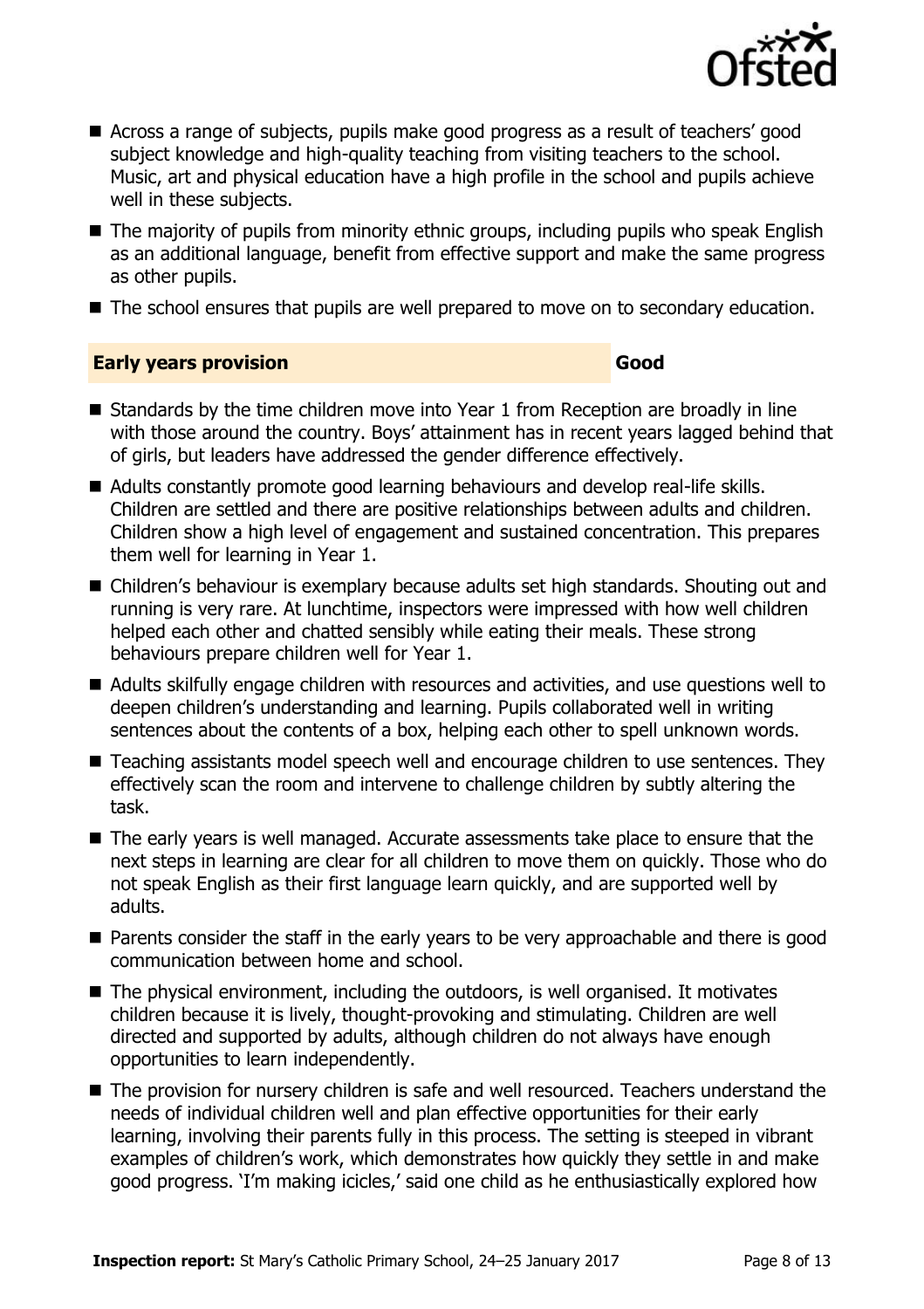- Across a range of subjects, pupils make good progress as a result of teachers' good subject knowledge and high-quality teaching from visiting teachers to the school. Music, art and physical education have a high profile in the school and pupils achieve well in these subjects.
- The majority of pupils from minority ethnic groups, including pupils who speak English as an additional language, benefit from effective support and make the same progress as other pupils.
- The school ensures that pupils are well prepared to move on to secondary education.

### Early years provision — Good

- Standards by the time children move into Year 1 from Reception are broadly in line with those around the country. Boys' attainment has in recent years lagged behind that of girls, but leaders have addressed the gender difference effectively.
- Adults constantly promote good learning behaviours and develop real-life skills. Children are settled and there are positive relationships between adults and children. Children show a high level of engagement and sustained concentration. This prepares them well for learning in Year 1.
- Children's behaviour is exemplary because adults set high standards. Shouting out and running is very rare. At lunchtime, inspectors were impressed with how well children helped each other and chatted sensibly while eating their meals. These strong behaviours prepare children well for Year 1.
- Adults skilfully engage children with resources and activities, and use questions well to deepen children's understanding and learning. Pupils collaborated well in writing sentences about the contents of a box, helping each other to spell unknown words.
- Teaching assistants model speech well and encourage children to use sentences. They effectively scan the room and intervene to challenge children by subtly altering the task.
- The early years is well managed. Accurate assessments take place to ensure that the next steps in learning are clear for all children to move them on quickly. Those who do not speak English as their first language learn quickly, and are supported well by adults.
- Parents consider the staff in the early years to be very approachable and there is good communication between home and school.
- The physical environment, including the outdoors, is well organised. It motivates children because it is lively, thought-provoking and stimulating. Children are well directed and supported by adults, although children do not always have enough opportunities to learn independently.
- The provision for nursery children is safe and well resourced. Teachers understand the needs of individual children well and plan effective opportunities for their early learning, involving their parents fully in this process. The setting is steeped in vibrant examples of children's work, which demonstrates how quickly they settle in and make good progress. 'I'm making icicles,' said one child as he enthusiastically explored how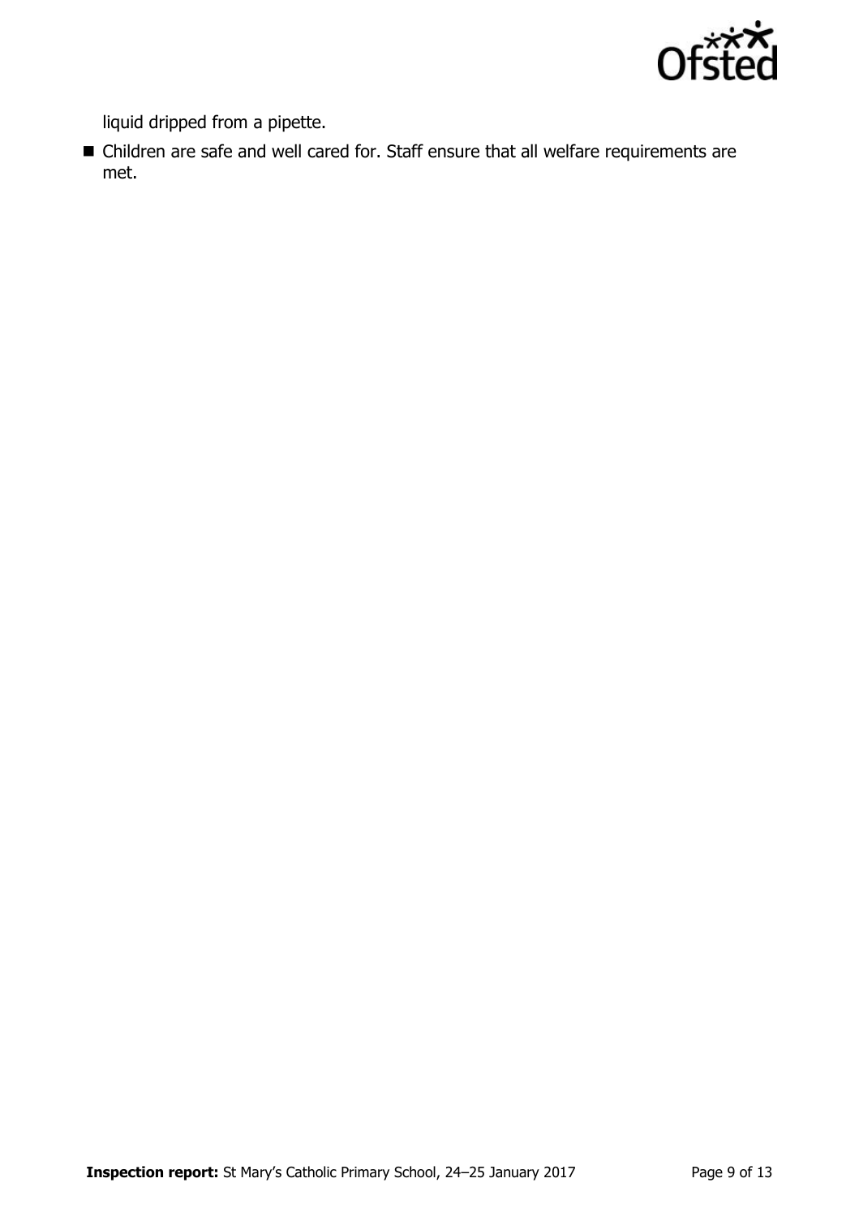liquid dripped from a pipette.

- Children are safe and well cared for. Staff ensure that all welfare requirements are met.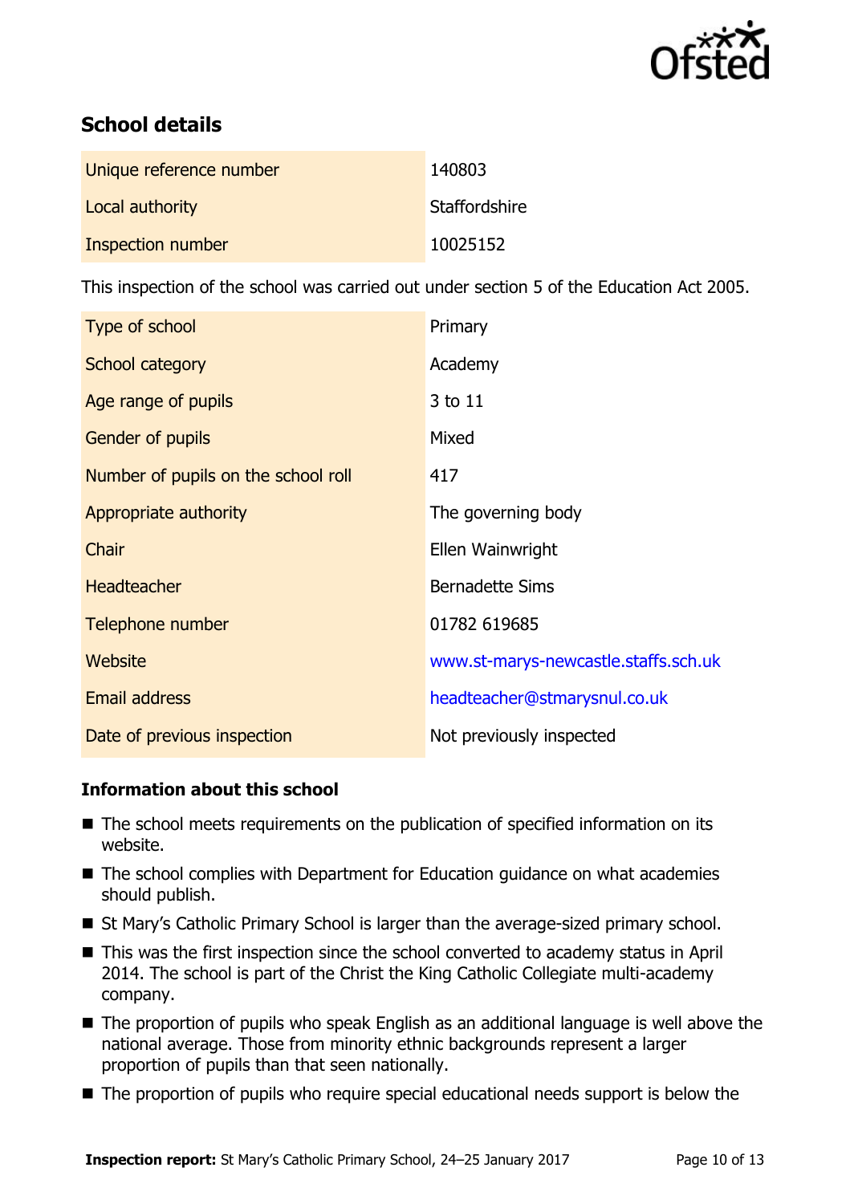## School details

| | |
|---|---|
| Unique reference number | 140803 |
| Local authority | Staffordshire |
| Inspection number | 10025152 |

This inspection of the school was carried out under section 5 of the Education Act 2005.

| | |
|---|---|
| Type of school | Primary |
| School category | Academy |
| Age range of pupils | 3 to 11 |
| Gender of pupils | Mixed |
| Number of pupils on the school roll | 417 |
| Appropriate authority | The governing body |
| Chair | Ellen Wainwright |
| Headteacher | Bernadette Sims |
| Telephone number | 01782 619685 |
| Website | www.st-marys-newcastle.staffs.sch.uk |
| Email address | headteacher@stmarysnul.co.uk |
| Date of previous inspection | Not previously inspected |

### Information about this school

- The school meets requirements on the publication of specified information on its website.
- The school complies with Department for Education guidance on what academies should publish.
- St Mary's Catholic Primary School is larger than the average-sized primary school.
- This was the first inspection since the school converted to academy status in April 2014. The school is part of the Christ the King Catholic Collegiate multi-academy company.
- The proportion of pupils who speak English as an additional language is well above the national average. Those from minority ethnic backgrounds represent a larger proportion of pupils than that seen nationally.
- The proportion of pupils who require special educational needs support is below the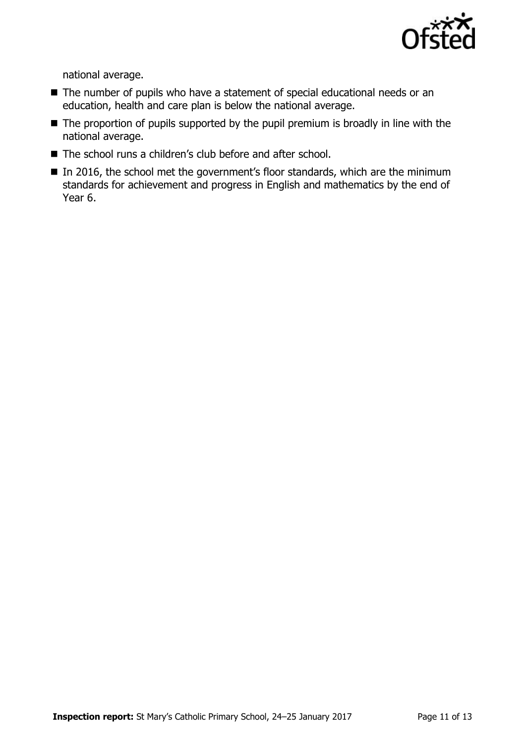national average.

- The number of pupils who have a statement of special educational needs or an education, health and care plan is below the national average.
- The proportion of pupils supported by the pupil premium is broadly in line with the national average.
- The school runs a children's club before and after school.
- In 2016, the school met the government's floor standards, which are the minimum standards for achievement and progress in English and mathematics by the end of Year 6.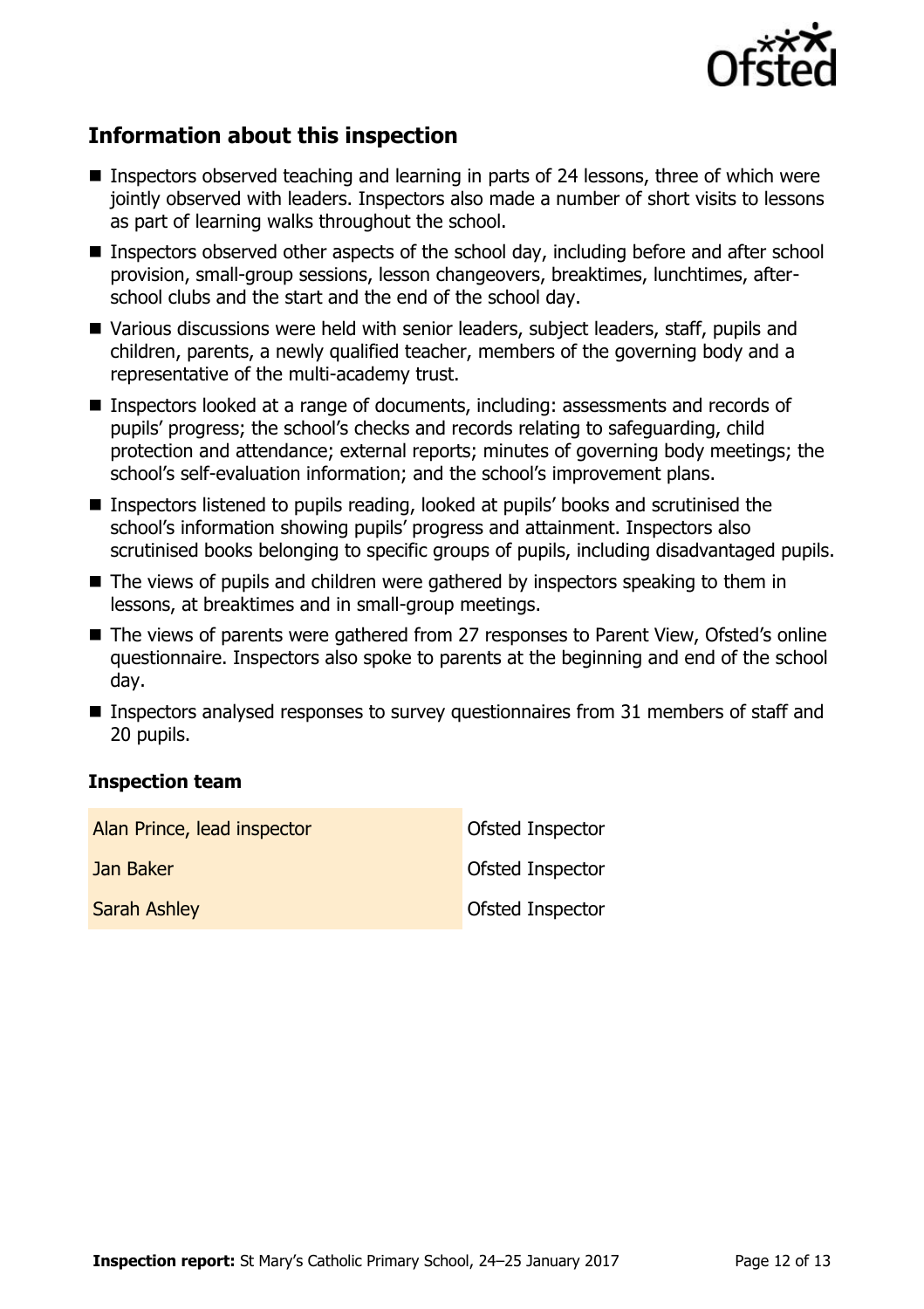## Information about this inspection

- Inspectors observed teaching and learning in parts of 24 lessons, three of which were jointly observed with leaders. Inspectors also made a number of short visits to lessons as part of learning walks throughout the school.
- Inspectors observed other aspects of the school day, including before and after school provision, small-group sessions, lesson changeovers, breaktimes, lunchtimes, after-school clubs and the start and the end of the school day.
- Various discussions were held with senior leaders, subject leaders, staff, pupils and children, parents, a newly qualified teacher, members of the governing body and a representative of the multi-academy trust.
- Inspectors looked at a range of documents, including: assessments and records of pupils' progress; the school's checks and records relating to safeguarding, child protection and attendance; external reports; minutes of governing body meetings; the school's self-evaluation information; and the school's improvement plans.
- Inspectors listened to pupils reading, looked at pupils' books and scrutinised the school's information showing pupils' progress and attainment. Inspectors also scrutinised books belonging to specific groups of pupils, including disadvantaged pupils.
- The views of pupils and children were gathered by inspectors speaking to them in lessons, at breaktimes and in small-group meetings.
- The views of parents were gathered from 27 responses to Parent View, Ofsted's online questionnaire. Inspectors also spoke to parents at the beginning and end of the school day.
- Inspectors analysed responses to survey questionnaires from 31 members of staff and 20 pupils.

### Inspection team

| | |
|---|---|
| Alan Prince, lead inspector | Ofsted Inspector |
| Jan Baker | Ofsted Inspector |
| Sarah Ashley | Ofsted Inspector |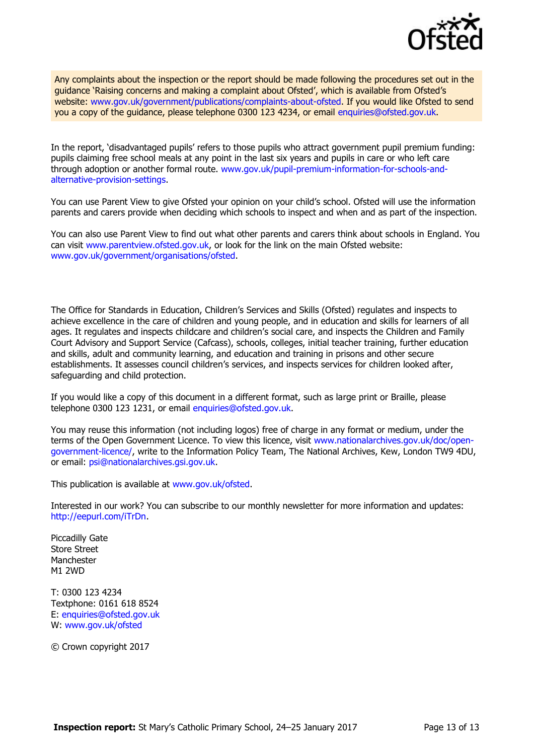Any complaints about the inspection or the report should be made following the procedures set out in the guidance 'Raising concerns and making a complaint about Ofsted', which is available from Ofsted's website: www.gov.uk/government/publications/complaints-about-ofsted. If you would like Ofsted to send you a copy of the guidance, please telephone 0300 123 4234, or email enquiries@ofsted.gov.uk.

In the report, 'disadvantaged pupils' refers to those pupils who attract government pupil premium funding: pupils claiming free school meals at any point in the last six years and pupils in care or who left care through adoption or another formal route. www.gov.uk/pupil-premium-information-for-schools-and-alternative-provision-settings.

You can use Parent View to give Ofsted your opinion on your child's school. Ofsted will use the information parents and carers provide when deciding which schools to inspect and when and as part of the inspection.

You can also use Parent View to find out what other parents and carers think about schools in England. You can visit www.parentview.ofsted.gov.uk, or look for the link on the main Ofsted website: www.gov.uk/government/organisations/ofsted.

The Office for Standards in Education, Children's Services and Skills (Ofsted) regulates and inspects to achieve excellence in the care of children and young people, and in education and skills for learners of all ages. It regulates and inspects childcare and children's social care, and inspects the Children and Family Court Advisory and Support Service (Cafcass), schools, colleges, initial teacher training, further education and skills, adult and community learning, and education and training in prisons and other secure establishments. It assesses council children's services, and inspects services for children looked after, safeguarding and child protection.

If you would like a copy of this document in a different format, such as large print or Braille, please telephone 0300 123 1231, or email enquiries@ofsted.gov.uk.

You may reuse this information (not including logos) free of charge in any format or medium, under the terms of the Open Government Licence. To view this licence, visit www.nationalarchives.gov.uk/doc/open-government-licence/, write to the Information Policy Team, The National Archives, Kew, London TW9 4DU, or email: psi@nationalarchives.gsi.gov.uk.

This publication is available at www.gov.uk/ofsted.

Interested in our work? You can subscribe to our monthly newsletter for more information and updates: http://eepurl.com/iTrDn.

Piccadilly Gate
Store Street
Manchester
M1 2WD

T: 0300 123 4234
Textphone: 0161 618 8524
E: enquiries@ofsted.gov.uk
W: www.gov.uk/ofsted

© Crown copyright 2017